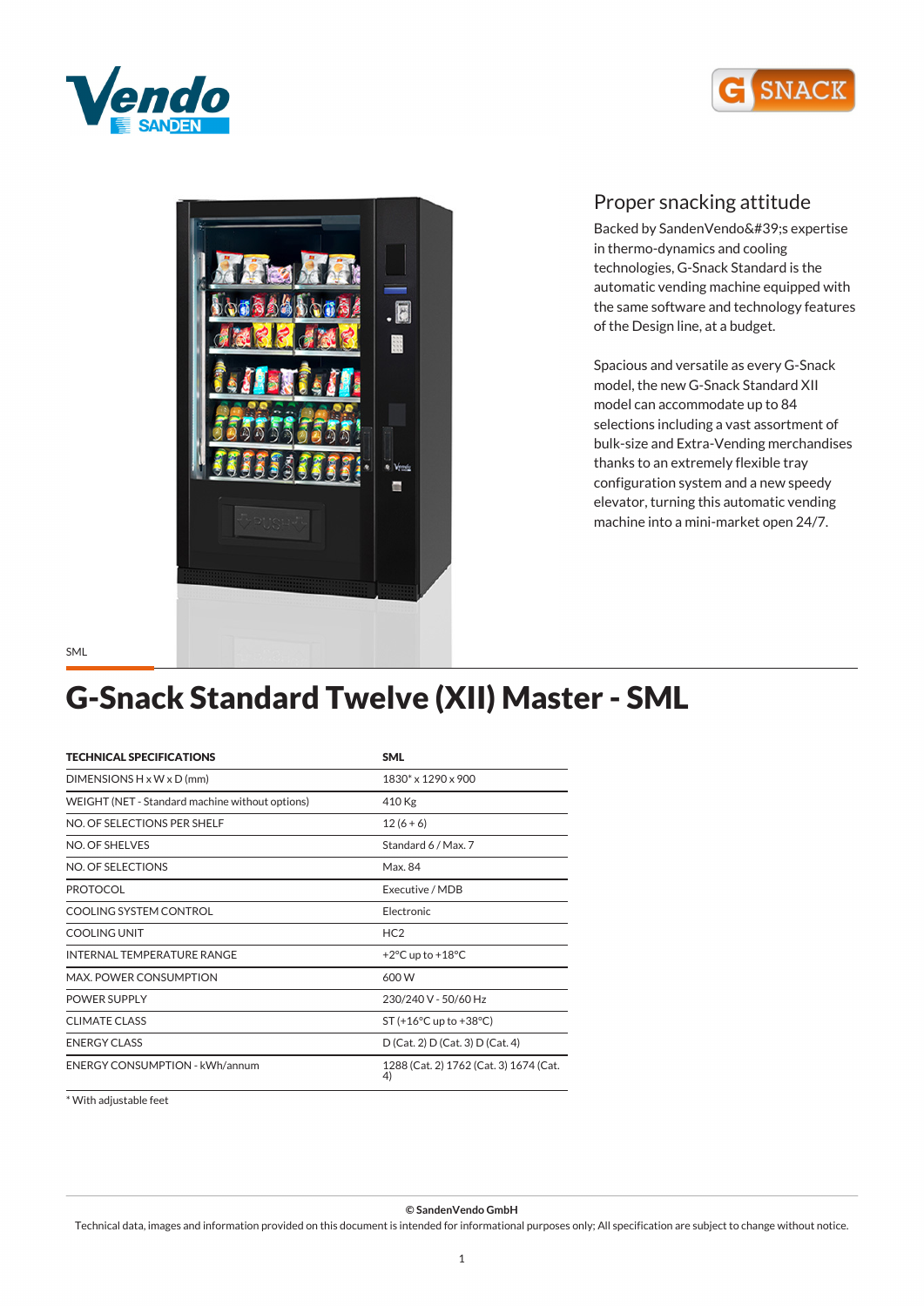## Proper snacking attitude

Backed by SandenVendo&#39;s expertise in thermo-dynamics and cooling technologies, G-Snack Standard is the automatic vending machine equipped with the same software and technology features of the Design line, at a budget.

Spacious and versatile as every G-Snack model, the new G-Snack Standard XII model can accommodate up to 84 selections including a vast assortment of bulk-size and Extra-Vending merchandises thanks to an extremely flexible tray configuration system and a new speedy elevator, turning this automatic vending machine into a mini-market open 24/7.

SML

# G-Snack Standard Twelve (XII) Master - SML

| TECHNICAL SPECIFICATIONS | SML |
|---|---|
| DIMENSIONS H x W x D (mm) | 1830* x 1290 x 900 |
| WEIGHT (NET - Standard machine without options) | 410 Kg |
| NO. OF SELECTIONS PER SHELF | 12 (6 + 6) |
| NO. OF SHELVES | Standard 6 / Max. 7 |
| NO. OF SELECTIONS | Max. 84 |
| PROTOCOL | Executive / MDB |
| COOLING SYSTEM CONTROL | Electronic |
| COOLING UNIT | HC2 |
| INTERNAL TEMPERATURE RANGE | +2°C up to +18°C |
| MAX. POWER CONSUMPTION | 600 W |
| POWER SUPPLY | 230/240 V - 50/60 Hz |
| CLIMATE CLASS | ST (+16°C up to +38°C) |
| ENERGY CLASS | D (Cat. 2) D (Cat. 3) D (Cat. 4) |
| ENERGY CONSUMPTION - kWh/annum | 1288 (Cat. 2) 1762 (Cat. 3) 1674 (Cat. 4) |

* With adjustable feet

**© SandenVendo GmbH**

Technical data, images and information provided on this document is intended for informational purposes only; All specification are subject to change without notice.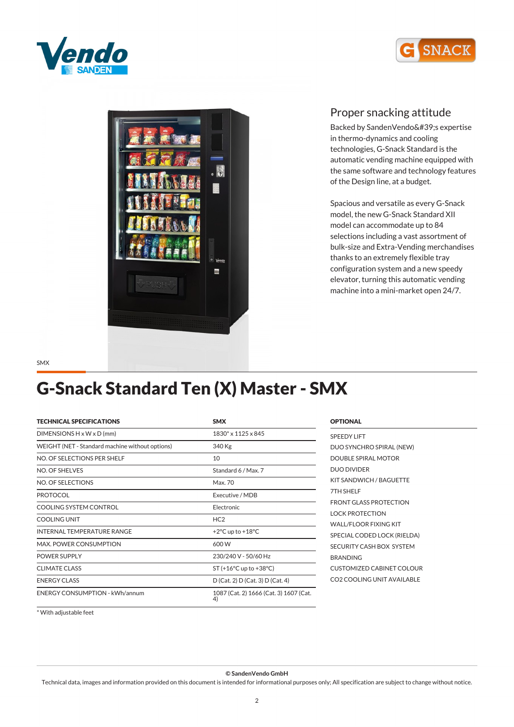## Proper snacking attitude

Backed by SandenVendo&#39;s expertise in thermo-dynamics and cooling technologies, G-Snack Standard is the automatic vending machine equipped with the same software and technology features of the Design line, at a budget.

Spacious and versatile as every G-Snack model, the new G-Snack Standard XII model can accommodate up to 84 selections including a vast assortment of bulk-size and Extra-Vending merchandises thanks to an extremely flexible tray configuration system and a new speedy elevator, turning this automatic vending machine into a mini-market open 24/7.

SMX

# G-Snack Standard Ten (X) Master - SMX

| TECHNICAL SPECIFICATIONS | SMX |
|---|---|
| DIMENSIONS H x W x D (mm) | 1830* x 1125 x 845 |
| WEIGHT (NET - Standard machine without options) | 340 Kg |
| NO. OF SELECTIONS PER SHELF | 10 |
| NO. OF SHELVES | Standard 6 / Max. 7 |
| NO. OF SELECTIONS | Max. 70 |
| PROTOCOL | Executive / MDB |
| COOLING SYSTEM CONTROL | Electronic |
| COOLING UNIT | HC2 |
| INTERNAL TEMPERATURE RANGE | +2°C up to +18°C |
| MAX. POWER CONSUMPTION | 600 W |
| POWER SUPPLY | 230/240 V - 50/60 Hz |
| CLIMATE CLASS | ST (+16°C up to +38°C) |
| ENERGY CLASS | D (Cat. 2) D (Cat. 3) D (Cat. 4) |
| ENERGY CONSUMPTION - kWh/annum | 1087 (Cat. 2) 1666 (Cat. 3) 1607 (Cat. 4) |

\* With adjustable feet

**OPTIONAL**

- SPEEDY LIFT
- DUO SYNCHRO SPIRAL (NEW)
- DOUBLE SPIRAL MOTOR
- DUO DIVIDER
- KIT SANDWICH / BAGUETTE
- 7TH SHELF
- FRONT GLASS PROTECTION
- LOCK PROTECTION
- WALL/FLOOR FIXING KIT
- SPECIAL CODED LOCK (RIELDA)
- SECURITY CASH BOX SYSTEM
- BRANDING
- CUSTOMIZED CABINET COLOUR
- CO2 COOLING UNIT AVAILABLE

**© SandenVendo GmbH**

Technical data, images and information provided on this document is intended for informational purposes only; All specification are subject to change without notice.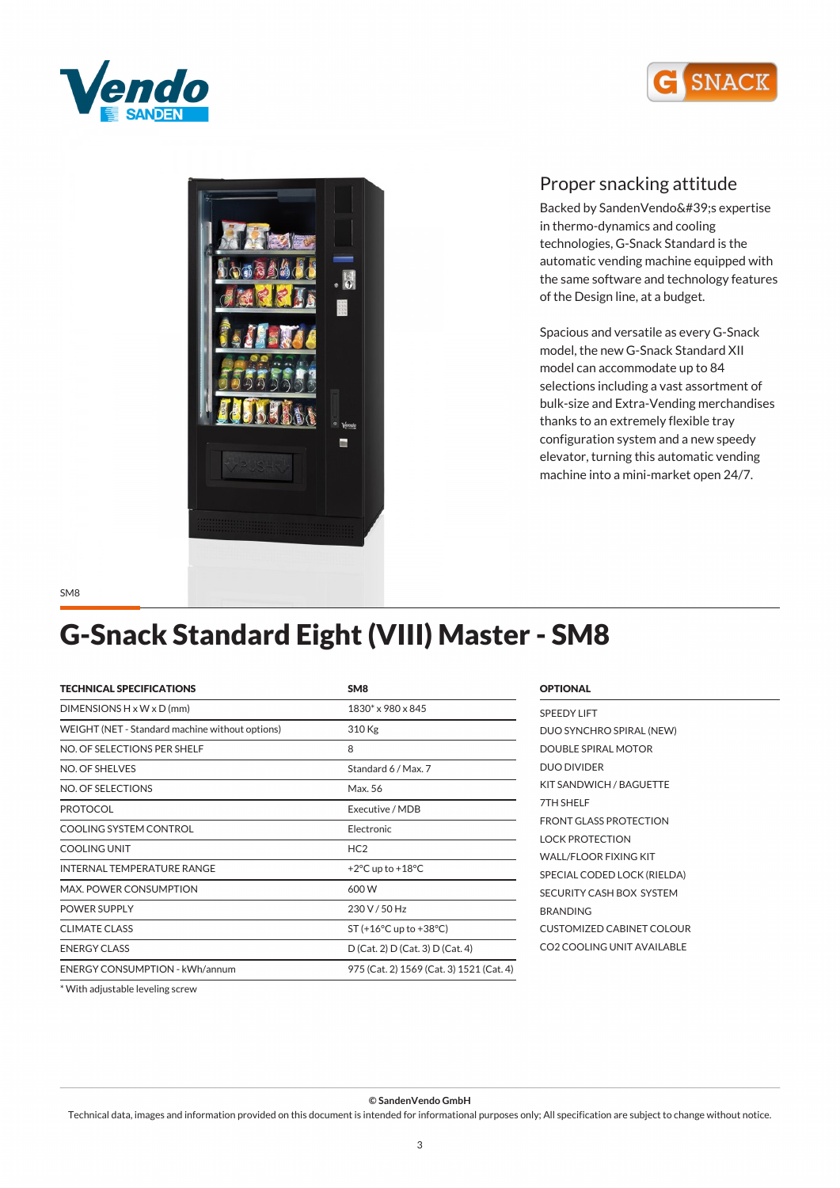## Proper snacking attitude

Backed by SandenVendo&#39;s expertise in thermo-dynamics and cooling technologies, G-Snack Standard is the automatic vending machine equipped with the same software and technology features of the Design line, at a budget.

Spacious and versatile as every G-Snack model, the new G-Snack Standard XII model can accommodate up to 84 selections including a vast assortment of bulk-size and Extra-Vending merchandises thanks to an extremely flexible tray configuration system and a new speedy elevator, turning this automatic vending machine into a mini-market open 24/7.

SM8

# G-Snack Standard Eight (VIII) Master - SM8

| TECHNICAL SPECIFICATIONS | SM8 |
|---|---|
| DIMENSIONS H x W x D (mm) | 1830* x 980 x 845 |
| WEIGHT (NET - Standard machine without options) | 310 Kg |
| NO. OF SELECTIONS PER SHELF | 8 |
| NO. OF SHELVES | Standard 6 / Max. 7 |
| NO. OF SELECTIONS | Max. 56 |
| PROTOCOL | Executive / MDB |
| COOLING SYSTEM CONTROL | Electronic |
| COOLING UNIT | HC2 |
| INTERNAL TEMPERATURE RANGE | +2°C up to +18°C |
| MAX. POWER CONSUMPTION | 600 W |
| POWER SUPPLY | 230 V / 50 Hz |
| CLIMATE CLASS | ST (+16°C up to +38°C) |
| ENERGY CLASS | D (Cat. 2) D (Cat. 3) D (Cat. 4) |
| ENERGY CONSUMPTION - kWh/annum | 975 (Cat. 2) 1569 (Cat. 3) 1521 (Cat. 4) |

\* With adjustable leveling screw

**OPTIONAL**

- SPEEDY LIFT
- DUO SYNCHRO SPIRAL (NEW)
- DOUBLE SPIRAL MOTOR
- DUO DIVIDER
- KIT SANDWICH / BAGUETTE
- 7TH SHELF
- FRONT GLASS PROTECTION
- LOCK PROTECTION
- WALL/FLOOR FIXING KIT
- SPECIAL CODED LOCK (RIELDA)
- SECURITY CASH BOX SYSTEM
- BRANDING
- CUSTOMIZED CABINET COLOUR
- CO2 COOLING UNIT AVAILABLE

**© SandenVendo GmbH**

Technical data, images and information provided on this document is intended for informational purposes only; All specification are subject to change without notice.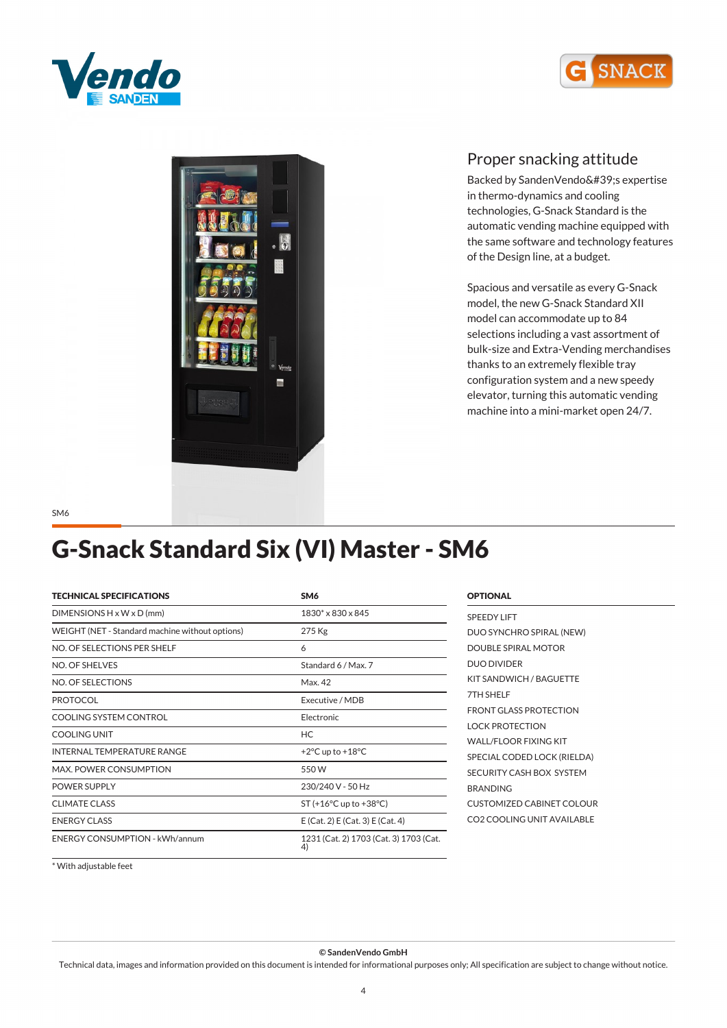Vendo SANDEN

G SNACK

## Proper snacking attitude

Backed by SandenVendo&#39;s expertise in thermo-dynamics and cooling technologies, G-Snack Standard is the automatic vending machine equipped with the same software and technology features of the Design line, at a budget.

Spacious and versatile as every G-Snack model, the new G-Snack Standard XII model can accommodate up to 84 selections including a vast assortment of bulk-size and Extra-Vending merchandises thanks to an extremely flexible tray configuration system and a new speedy elevator, turning this automatic vending machine into a mini-market open 24/7.

SM6

# G-Snack Standard Six (VI) Master - SM6

| TECHNICAL SPECIFICATIONS | SM6 |
|---|---|
| DIMENSIONS H x W x D (mm) | 1830* x 830 x 845 |
| WEIGHT (NET - Standard machine without options) | 275 Kg |
| NO. OF SELECTIONS PER SHELF | 6 |
| NO. OF SHELVES | Standard 6 / Max. 7 |
| NO. OF SELECTIONS | Max. 42 |
| PROTOCOL | Executive / MDB |
| COOLING SYSTEM CONTROL | Electronic |
| COOLING UNIT | HC |
| INTERNAL TEMPERATURE RANGE | +2°C up to +18°C |
| MAX. POWER CONSUMPTION | 550 W |
| POWER SUPPLY | 230/240 V - 50 Hz |
| CLIMATE CLASS | ST (+16°C up to +38°C) |
| ENERGY CLASS | E (Cat. 2) E (Cat. 3) E (Cat. 4) |
| ENERGY CONSUMPTION - kWh/annum | 1231 (Cat. 2) 1703 (Cat. 3) 1703 (Cat. 4) |

\* With adjustable feet

**OPTIONAL**

- SPEEDY LIFT
- DUO SYNCHRO SPIRAL (NEW)
- DOUBLE SPIRAL MOTOR
- DUO DIVIDER
- KIT SANDWICH / BAGUETTE
- 7TH SHELF
- FRONT GLASS PROTECTION
- LOCK PROTECTION
- WALL/FLOOR FIXING KIT
- SPECIAL CODED LOCK (RIELDA)
- SECURITY CASH BOX SYSTEM
- BRANDING
- CUSTOMIZED CABINET COLOUR
- CO2 COOLING UNIT AVAILABLE

**© SandenVendo GmbH**

Technical data, images and information provided on this document is intended for informational purposes only; All specification are subject to change without notice.